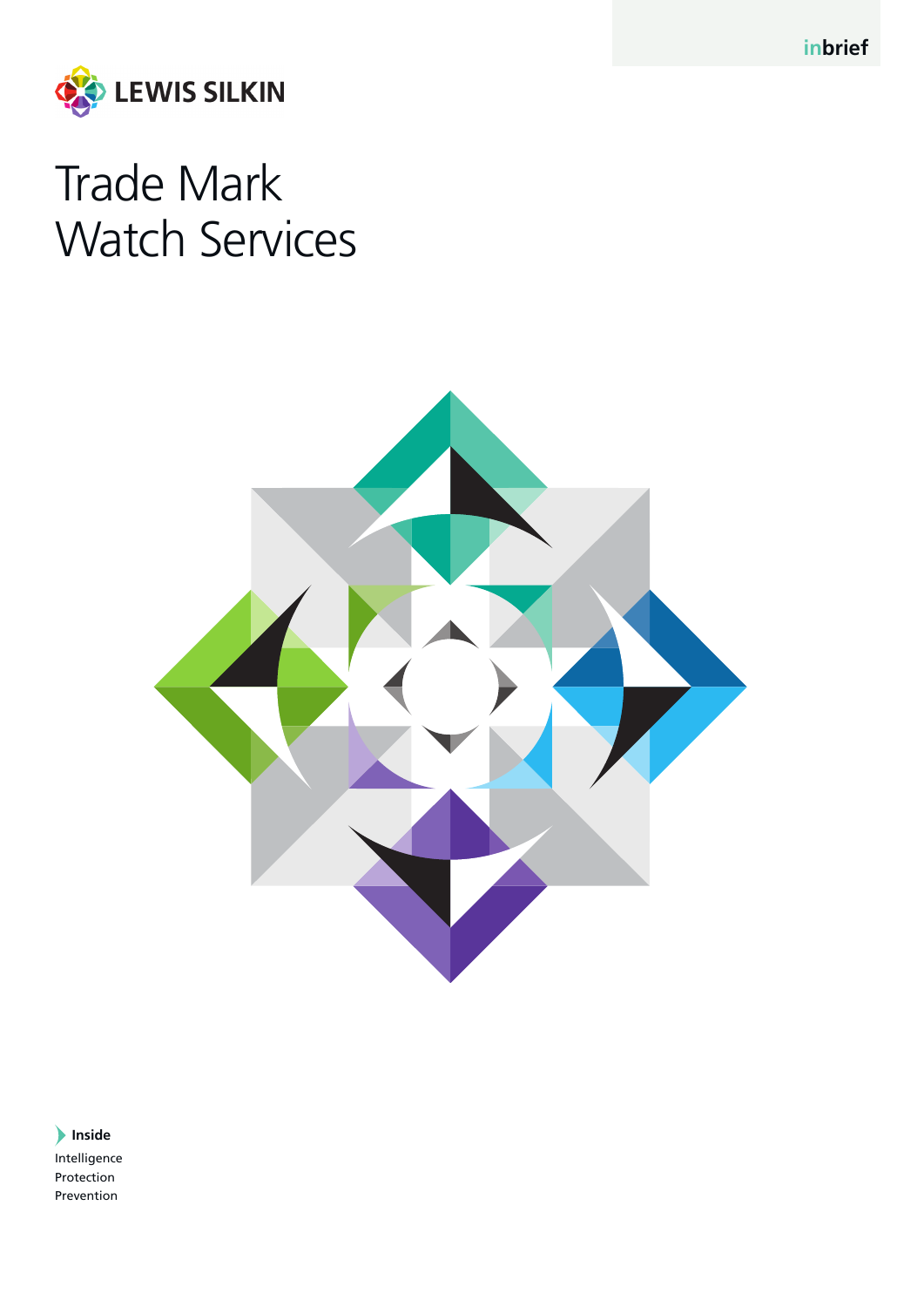inbrief

LEWIS SILKIN

# Trade Mark Watch Services

**Inside**

Intelligence
Protection
Prevention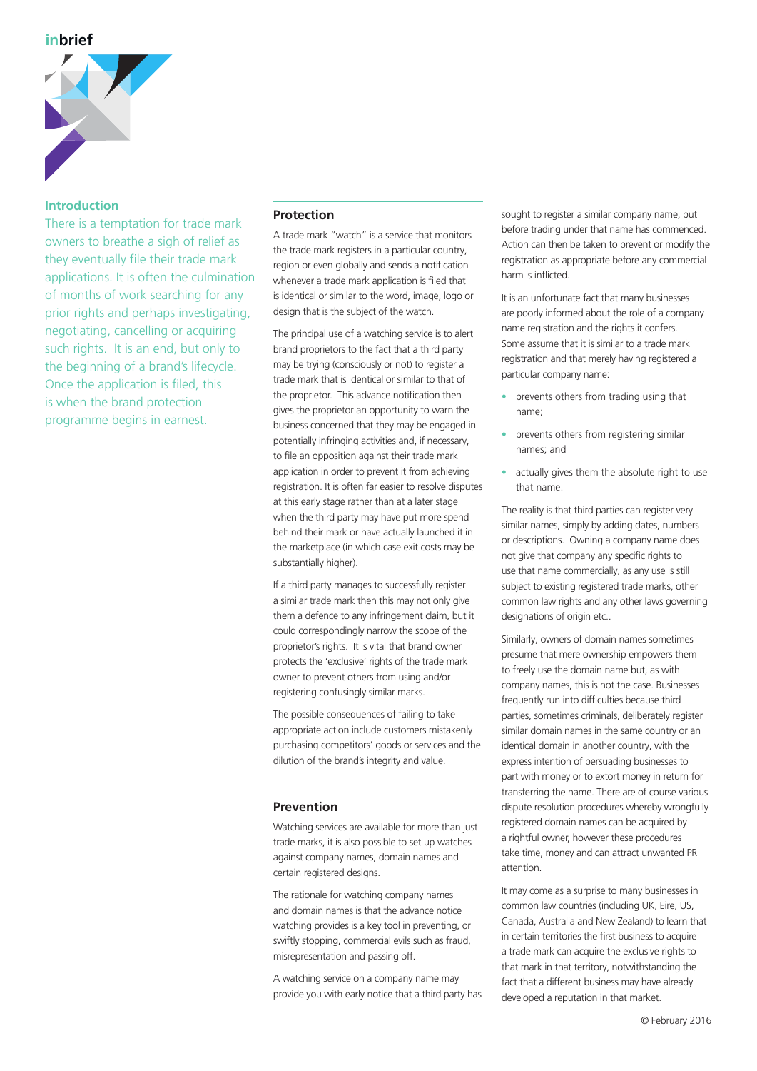inbrief

## Introduction

There is a temptation for trade mark owners to breathe a sigh of relief as they eventually file their trade mark applications. It is often the culmination of months of work searching for any prior rights and perhaps investigating, negotiating, cancelling or acquiring such rights. It is an end, but only to the beginning of a brand's lifecycle. Once the application is filed, this is when the brand protection programme begins in earnest.

## Protection

A trade mark "watch" is a service that monitors the trade mark registers in a particular country, region or even globally and sends a notification whenever a trade mark application is filed that is identical or similar to the word, image, logo or design that is the subject of the watch.

The principal use of a watching service is to alert brand proprietors to the fact that a third party may be trying (consciously or not) to register a trade mark that is identical or similar to that of the proprietor. This advance notification then gives the proprietor an opportunity to warn the business concerned that they may be engaged in potentially infringing activities and, if necessary, to file an opposition against their trade mark application in order to prevent it from achieving registration. It is often far easier to resolve disputes at this early stage rather than at a later stage when the third party may have put more spend behind their mark or have actually launched it in the marketplace (in which case exit costs may be substantially higher).

If a third party manages to successfully register a similar trade mark then this may not only give them a defence to any infringement claim, but it could correspondingly narrow the scope of the proprietor's rights. It is vital that brand owner protects the 'exclusive' rights of the trade mark owner to prevent others from using and/or registering confusingly similar marks.

The possible consequences of failing to take appropriate action include customers mistakenly purchasing competitors' goods or services and the dilution of the brand's integrity and value.

## Prevention

Watching services are available for more than just trade marks, it is also possible to set up watches against company names, domain names and certain registered designs.

The rationale for watching company names and domain names is that the advance notice watching provides is a key tool in preventing, or swiftly stopping, commercial evils such as fraud, misrepresentation and passing off.

A watching service on a company name may provide you with early notice that a third party has sought to register a similar company name, but before trading under that name has commenced. Action can then be taken to prevent or modify the registration as appropriate before any commercial harm is inflicted.

It is an unfortunate fact that many businesses are poorly informed about the role of a company name registration and the rights it confers. Some assume that it is similar to a trade mark registration and that merely having registered a particular company name:

- prevents others from trading using that name;
- prevents others from registering similar names; and
- actually gives them the absolute right to use that name.

The reality is that third parties can register very similar names, simply by adding dates, numbers or descriptions. Owning a company name does not give that company any specific rights to use that name commercially, as any use is still subject to existing registered trade marks, other common law rights and any other laws governing designations of origin etc..

Similarly, owners of domain names sometimes presume that mere ownership empowers them to freely use the domain name but, as with company names, this is not the case. Businesses frequently run into difficulties because third parties, sometimes criminals, deliberately register similar domain names in the same country or an identical domain in another country, with the express intention of persuading businesses to part with money or to extort money in return for transferring the name. There are of course various dispute resolution procedures whereby wrongfully registered domain names can be acquired by a rightful owner, however these procedures take time, money and can attract unwanted PR attention.

It may come as a surprise to many businesses in common law countries (including UK, Eire, US, Canada, Australia and New Zealand) to learn that in certain territories the first business to acquire a trade mark can acquire the exclusive rights to that mark in that territory, notwithstanding the fact that a different business may have already developed a reputation in that market.

© February 2016